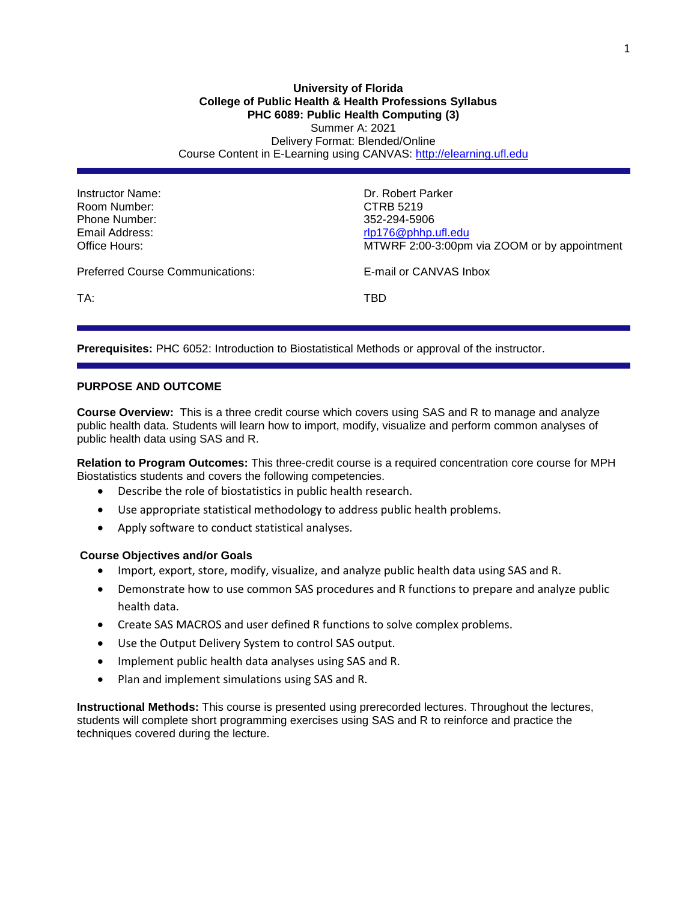**University of Florida**
**College of Public Health & Health Professions Syllabus**
**PHC 6089: Public Health Computing (3)**
Summer A: 2021
Delivery Format: Blended/Online
Course Content in E-Learning using CANVAS: http://elearning.ufl.edu

| | |
|---|---|
| Instructor Name: | Dr. Robert Parker |
| Room Number: | CTRB 5219 |
| Phone Number: | 352-294-5906 |
| Email Address: | rlp176@phhp.ufl.edu |
| Office Hours: | MTWRF 2:00-3:00pm via ZOOM or by appointment |
| Preferred Course Communications: | E-mail or CANVAS Inbox |
| TA: | TBD |

**Prerequisites:** PHC 6052: Introduction to Biostatistical Methods or approval of the instructor.

## PURPOSE AND OUTCOME

**Course Overview:** This is a three credit course which covers using SAS and R to manage and analyze public health data. Students will learn how to import, modify, visualize and perform common analyses of public health data using SAS and R.

**Relation to Program Outcomes:** This three-credit course is a required concentration core course for MPH Biostatistics students and covers the following competencies.

- Describe the role of biostatistics in public health research.
- Use appropriate statistical methodology to address public health problems.
- Apply software to conduct statistical analyses.

### Course Objectives and/or Goals

- Import, export, store, modify, visualize, and analyze public health data using SAS and R.
- Demonstrate how to use common SAS procedures and R functions to prepare and analyze public health data.
- Create SAS MACROS and user defined R functions to solve complex problems.
- Use the Output Delivery System to control SAS output.
- Implement public health data analyses using SAS and R.
- Plan and implement simulations using SAS and R.

**Instructional Methods:** This course is presented using prerecorded lectures. Throughout the lectures, students will complete short programming exercises using SAS and R to reinforce and practice the techniques covered during the lecture.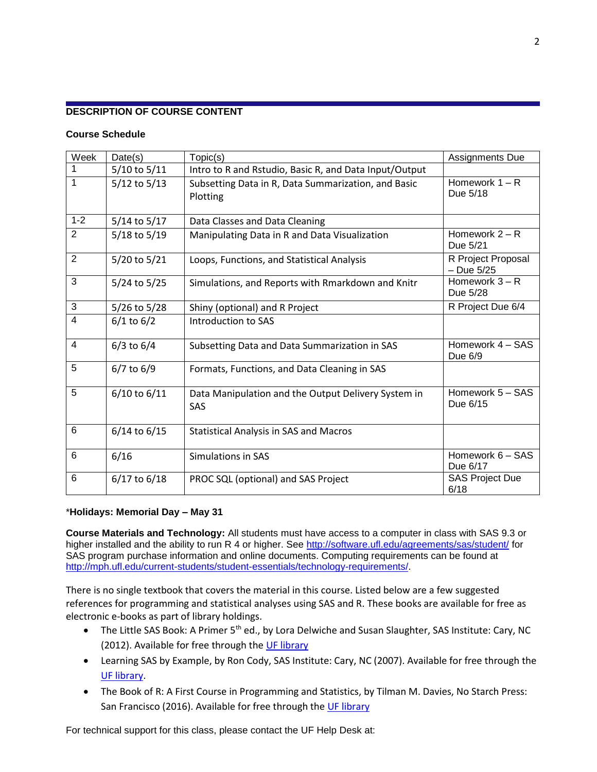## DESCRIPTION OF COURSE CONTENT

### Course Schedule

| Week | Date(s) | Topic(s) | Assignments Due |
|---|---|---|---|
| 1 | 5/10 to 5/11 | Intro to R and Rstudio, Basic R, and Data Input/Output | |
| 1 | 5/12 to 5/13 | Subsetting Data in R, Data Summarization, and Basic Plotting | Homework 1 – R Due 5/18 |
| 1-2 | 5/14 to 5/17 | Data Classes and Data Cleaning | |
| 2 | 5/18 to 5/19 | Manipulating Data in R and Data Visualization | Homework 2 – R Due 5/21 |
| 2 | 5/20 to 5/21 | Loops, Functions, and Statistical Analysis | R Project Proposal – Due 5/25 |
| 3 | 5/24 to 5/25 | Simulations, and Reports with Rmarkdown and Knitr | Homework 3 – R Due 5/28 |
| 3 | 5/26 to 5/28 | Shiny (optional) and R Project | R Project Due 6/4 |
| 4 | 6/1 to 6/2 | Introduction to SAS | |
| 4 | 6/3 to 6/4 | Subsetting Data and Data Summarization in SAS | Homework 4 – SAS Due 6/9 |
| 5 | 6/7 to 6/9 | Formats, Functions, and Data Cleaning in SAS | |
| 5 | 6/10 to 6/11 | Data Manipulation and the Output Delivery System in SAS | Homework 5 – SAS Due 6/15 |
| 6 | 6/14 to 6/15 | Statistical Analysis in SAS and Macros | |
| 6 | 6/16 | Simulations in SAS | Homework 6 – SAS Due 6/17 |
| 6 | 6/17 to 6/18 | PROC SQL (optional) and SAS Project | SAS Project Due 6/18 |

*__Holidays: Memorial Day – May 31__

**Course Materials and Technology:** All students must have access to a computer in class with SAS 9.3 or higher installed and the ability to run R 4 or higher. See http://software.ufl.edu/agreements/sas/student/ for SAS program purchase information and online documents. Computing requirements can be found at http://mph.ufl.edu/current-students/student-essentials/technology-requirements/.

There is no single textbook that covers the material in this course. Listed below are a few suggested references for programming and statistical analyses using SAS and R. These books are available for free as electronic e-books as part of library holdings.

- The Little SAS Book: A Primer 5th ed., by Lora Delwiche and Susan Slaughter, SAS Institute: Cary, NC (2012). Available for free through the UF library
- Learning SAS by Example, by Ron Cody, SAS Institute: Cary, NC (2007). Available for free through the UF library.
- The Book of R: A First Course in Programming and Statistics, by Tilman M. Davies, No Starch Press: San Francisco (2016). Available for free through the UF library

For technical support for this class, please contact the UF Help Desk at: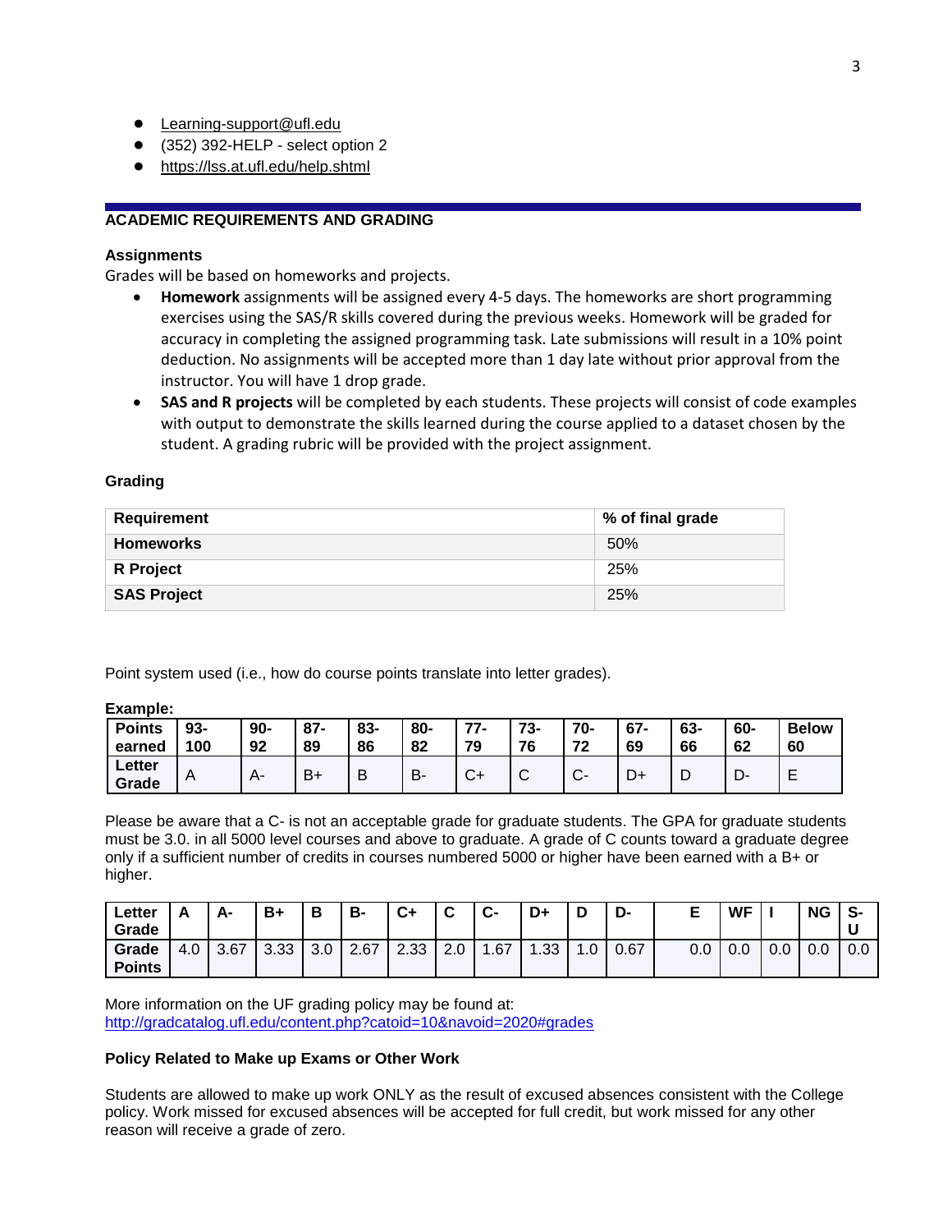- Learning-support@ufl.edu
- (352) 392-HELP - select option 2
- https://lss.at.ufl.edu/help.shtml

## ACADEMIC REQUIREMENTS AND GRADING

### Assignments

Grades will be based on homeworks and projects.

- **Homework** assignments will be assigned every 4-5 days. The homeworks are short programming exercises using the SAS/R skills covered during the previous weeks. Homework will be graded for accuracy in completing the assigned programming task. Late submissions will result in a 10% point deduction. No assignments will be accepted more than 1 day late without prior approval from the instructor. You will have 1 drop grade.
- **SAS and R projects** will be completed by each students. These projects will consist of code examples with output to demonstrate the skills learned during the course applied to a dataset chosen by the student. A grading rubric will be provided with the project assignment.

### Grading

| Requirement | % of final grade |
|---|---|
| **Homeworks** | 50% |
| **R Project** | 25% |
| **SAS Project** | 25% |

Point system used (i.e., how do course points translate into letter grades).

**Example:**

| Points earned | 93-100 | 90-92 | 87-89 | 83-86 | 80-82 | 77-79 | 73-76 | 70-72 | 67-69 | 63-66 | 60-62 | Below 60 |
|---|---|---|---|---|---|---|---|---|---|---|---|---|
| **Letter Grade** | A | A- | B+ | B | B- | C+ | C | C- | D+ | D | D- | E |

Please be aware that a C- is not an acceptable grade for graduate students. The GPA for graduate students must be 3.0. in all 5000 level courses and above to graduate. A grade of C counts toward a graduate degree only if a sufficient number of credits in courses numbered 5000 or higher have been earned with a B+ or higher.

| Letter Grade | A | A- | B+ | B | B- | C+ | C | C- | D+ | D | D- | E | WF | I | NG | S-U |
|---|---|---|---|---|---|---|---|---|---|---|---|---|---|---|---|---|
| **Grade Points** | 4.0 | 3.67 | 3.33 | 3.0 | 2.67 | 2.33 | 2.0 | 1.67 | 1.33 | 1.0 | 0.67 | 0.0 | 0.0 | 0.0 | 0.0 | 0.0 |

More information on the UF grading policy may be found at:
http://gradcatalog.ufl.edu/content.php?catoid=10&navoid=2020#grades

### Policy Related to Make up Exams or Other Work

Students are allowed to make up work ONLY as the result of excused absences consistent with the College policy. Work missed for excused absences will be accepted for full credit, but work missed for any other reason will receive a grade of zero.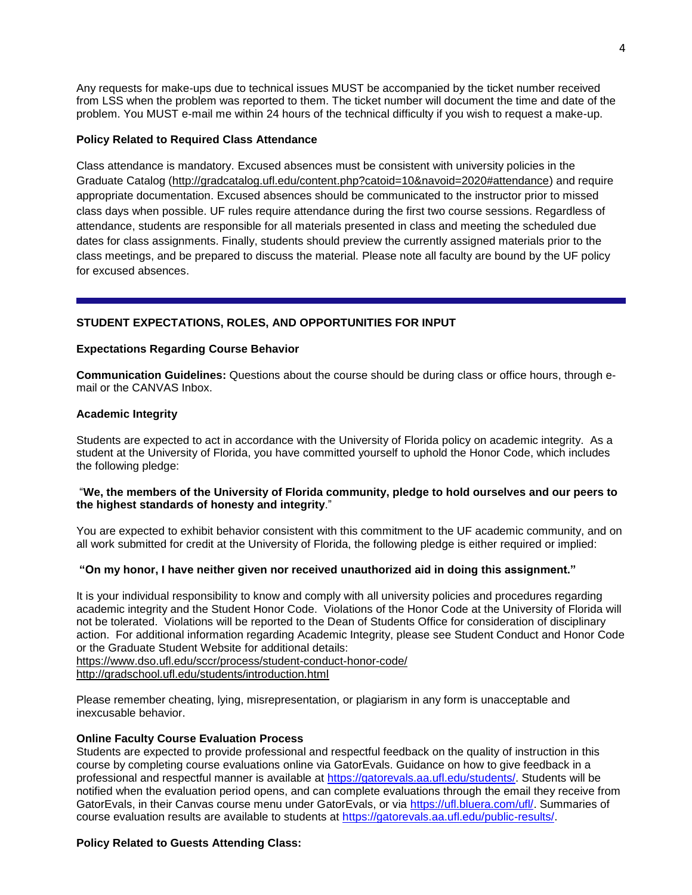Any requests for make-ups due to technical issues MUST be accompanied by the ticket number received from LSS when the problem was reported to them. The ticket number will document the time and date of the problem. You MUST e-mail me within 24 hours of the technical difficulty if you wish to request a make-up.

**Policy Related to Required Class Attendance**

Class attendance is mandatory. Excused absences must be consistent with university policies in the Graduate Catalog (http://gradcatalog.ufl.edu/content.php?catoid=10&navoid=2020#attendance) and require appropriate documentation. Excused absences should be communicated to the instructor prior to missed class days when possible. UF rules require attendance during the first two course sessions. Regardless of attendance, students are responsible for all materials presented in class and meeting the scheduled due dates for class assignments. Finally, students should preview the currently assigned materials prior to the class meetings, and be prepared to discuss the material. Please note all faculty are bound by the UF policy for excused absences.

---

## STUDENT EXPECTATIONS, ROLES, AND OPPORTUNITIES FOR INPUT

### Expectations Regarding Course Behavior

**Communication Guidelines:** Questions about the course should be during class or office hours, through e-mail or the CANVAS Inbox.

### Academic Integrity

Students are expected to act in accordance with the University of Florida policy on academic integrity. As a student at the University of Florida, you have committed yourself to uphold the Honor Code, which includes the following pledge:

"**We, the members of the University of Florida community, pledge to hold ourselves and our peers to the highest standards of honesty and integrity**."

You are expected to exhibit behavior consistent with this commitment to the UF academic community, and on all work submitted for credit at the University of Florida, the following pledge is either required or implied:

**"On my honor, I have neither given nor received unauthorized aid in doing this assignment."**

It is your individual responsibility to know and comply with all university policies and procedures regarding academic integrity and the Student Honor Code. Violations of the Honor Code at the University of Florida will not be tolerated. Violations will be reported to the Dean of Students Office for consideration of disciplinary action. For additional information regarding Academic Integrity, please see Student Conduct and Honor Code or the Graduate Student Website for additional details:
https://www.dso.ufl.edu/sccr/process/student-conduct-honor-code/
http://gradschool.ufl.edu/students/introduction.html

Please remember cheating, lying, misrepresentation, or plagiarism in any form is unacceptable and inexcusable behavior.

**Online Faculty Course Evaluation Process**
Students are expected to provide professional and respectful feedback on the quality of instruction in this course by completing course evaluations online via GatorEvals. Guidance on how to give feedback in a professional and respectful manner is available at https://gatorevals.aa.ufl.edu/students/. Students will be notified when the evaluation period opens, and can complete evaluations through the email they receive from GatorEvals, in their Canvas course menu under GatorEvals, or via https://ufl.bluera.com/ufl/. Summaries of course evaluation results are available to students at https://gatorevals.aa.ufl.edu/public-results/.

**Policy Related to Guests Attending Class:**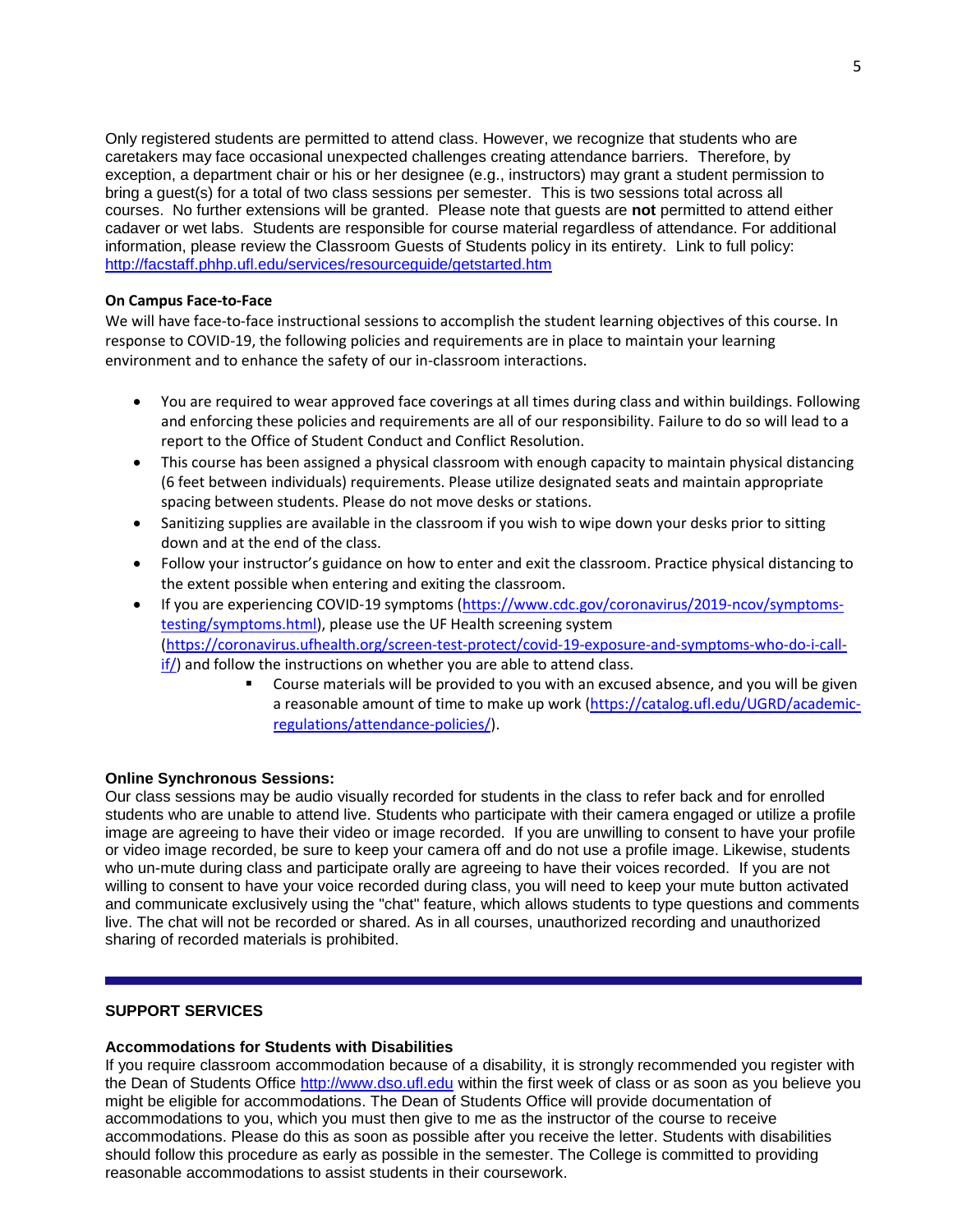Only registered students are permitted to attend class. However, we recognize that students who are caretakers may face occasional unexpected challenges creating attendance barriers. Therefore, by exception, a department chair or his or her designee (e.g., instructors) may grant a student permission to bring a guest(s) for a total of two class sessions per semester. This is two sessions total across all courses. No further extensions will be granted. Please note that guests are **not** permitted to attend either cadaver or wet labs. Students are responsible for course material regardless of attendance. For additional information, please review the Classroom Guests of Students policy in its entirety. Link to full policy: http://facstaff.phhp.ufl.edu/services/resourceguide/getstarted.htm

**On Campus Face-to-Face**

We will have face-to-face instructional sessions to accomplish the student learning objectives of this course. In response to COVID-19, the following policies and requirements are in place to maintain your learning environment and to enhance the safety of our in-classroom interactions.

- You are required to wear approved face coverings at all times during class and within buildings. Following and enforcing these policies and requirements are all of our responsibility. Failure to do so will lead to a report to the Office of Student Conduct and Conflict Resolution.
- This course has been assigned a physical classroom with enough capacity to maintain physical distancing (6 feet between individuals) requirements. Please utilize designated seats and maintain appropriate spacing between students. Please do not move desks or stations.
- Sanitizing supplies are available in the classroom if you wish to wipe down your desks prior to sitting down and at the end of the class.
- Follow your instructor's guidance on how to enter and exit the classroom. Practice physical distancing to the extent possible when entering and exiting the classroom.
- If you are experiencing COVID-19 symptoms (https://www.cdc.gov/coronavirus/2019-ncov/symptoms-testing/symptoms.html), please use the UF Health screening system (https://coronavirus.ufhealth.org/screen-test-protect/covid-19-exposure-and-symptoms-who-do-i-call-if/) and follow the instructions on whether you are able to attend class.
    - Course materials will be provided to you with an excused absence, and you will be given a reasonable amount of time to make up work (https://catalog.ufl.edu/UGRD/academic-regulations/attendance-policies/).

**Online Synchronous Sessions:**

Our class sessions may be audio visually recorded for students in the class to refer back and for enrolled students who are unable to attend live. Students who participate with their camera engaged or utilize a profile image are agreeing to have their video or image recorded. If you are unwilling to consent to have your profile or video image recorded, be sure to keep your camera off and do not use a profile image. Likewise, students who un-mute during class and participate orally are agreeing to have their voices recorded. If you are not willing to consent to have your voice recorded during class, you will need to keep your mute button activated and communicate exclusively using the "chat" feature, which allows students to type questions and comments live. The chat will not be recorded or shared. As in all courses, unauthorized recording and unauthorized sharing of recorded materials is prohibited.

---

## SUPPORT SERVICES

### Accommodations for Students with Disabilities

If you require classroom accommodation because of a disability, it is strongly recommended you register with the Dean of Students Office http://www.dso.ufl.edu within the first week of class or as soon as you believe you might be eligible for accommodations. The Dean of Students Office will provide documentation of accommodations to you, which you must then give to me as the instructor of the course to receive accommodations. Please do this as soon as possible after you receive the letter. Students with disabilities should follow this procedure as early as possible in the semester. The College is committed to providing reasonable accommodations to assist students in their coursework.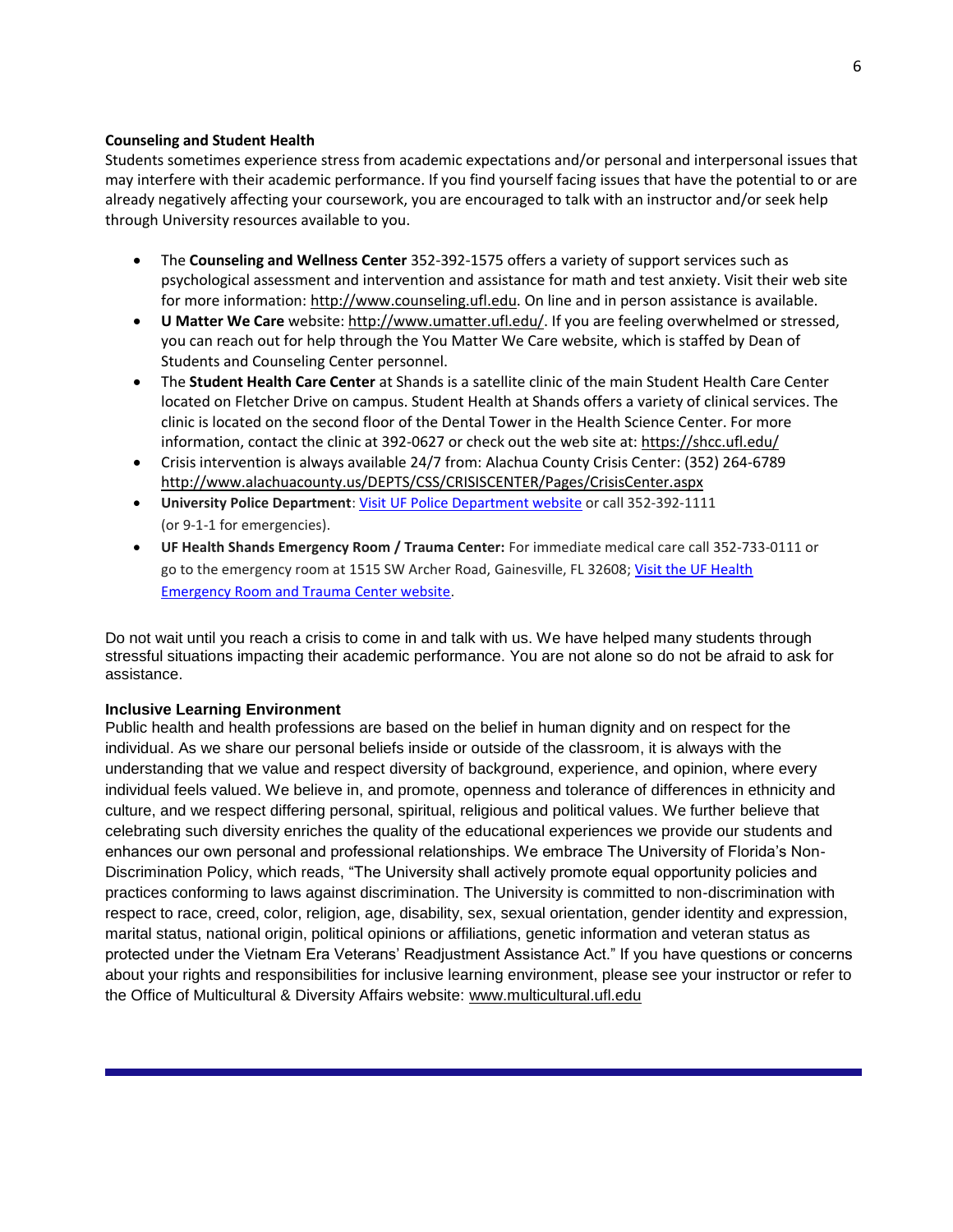**Counseling and Student Health**

Students sometimes experience stress from academic expectations and/or personal and interpersonal issues that may interfere with their academic performance. If you find yourself facing issues that have the potential to or are already negatively affecting your coursework, you are encouraged to talk with an instructor and/or seek help through University resources available to you.

- The **Counseling and Wellness Center** 352-392-1575 offers a variety of support services such as psychological assessment and intervention and assistance for math and test anxiety. Visit their web site for more information: http://www.counseling.ufl.edu. On line and in person assistance is available.
- **U Matter We Care** website: http://www.umatter.ufl.edu/. If you are feeling overwhelmed or stressed, you can reach out for help through the You Matter We Care website, which is staffed by Dean of Students and Counseling Center personnel.
- The **Student Health Care Center** at Shands is a satellite clinic of the main Student Health Care Center located on Fletcher Drive on campus. Student Health at Shands offers a variety of clinical services. The clinic is located on the second floor of the Dental Tower in the Health Science Center. For more information, contact the clinic at 392-0627 or check out the web site at: https://shcc.ufl.edu/
- Crisis intervention is always available 24/7 from: Alachua County Crisis Center: (352) 264-6789 http://www.alachuacounty.us/DEPTS/CSS/CRISISCENTER/Pages/CrisisCenter.aspx
- **University Police Department**: Visit UF Police Department website or call 352-392-1111 (or 9-1-1 for emergencies).
- **UF Health Shands Emergency Room / Trauma Center:** For immediate medical care call 352-733-0111 or go to the emergency room at 1515 SW Archer Road, Gainesville, FL 32608; Visit the UF Health Emergency Room and Trauma Center website.

Do not wait until you reach a crisis to come in and talk with us. We have helped many students through stressful situations impacting their academic performance. You are not alone so do not be afraid to ask for assistance.

**Inclusive Learning Environment**

Public health and health professions are based on the belief in human dignity and on respect for the individual. As we share our personal beliefs inside or outside of the classroom, it is always with the understanding that we value and respect diversity of background, experience, and opinion, where every individual feels valued. We believe in, and promote, openness and tolerance of differences in ethnicity and culture, and we respect differing personal, spiritual, religious and political values. We further believe that celebrating such diversity enriches the quality of the educational experiences we provide our students and enhances our own personal and professional relationships. We embrace The University of Florida's Non-Discrimination Policy, which reads, "The University shall actively promote equal opportunity policies and practices conforming to laws against discrimination. The University is committed to non-discrimination with respect to race, creed, color, religion, age, disability, sex, sexual orientation, gender identity and expression, marital status, national origin, political opinions or affiliations, genetic information and veteran status as protected under the Vietnam Era Veterans' Readjustment Assistance Act." If you have questions or concerns about your rights and responsibilities for inclusive learning environment, please see your instructor or refer to the Office of Multicultural & Diversity Affairs website: www.multicultural.ufl.edu